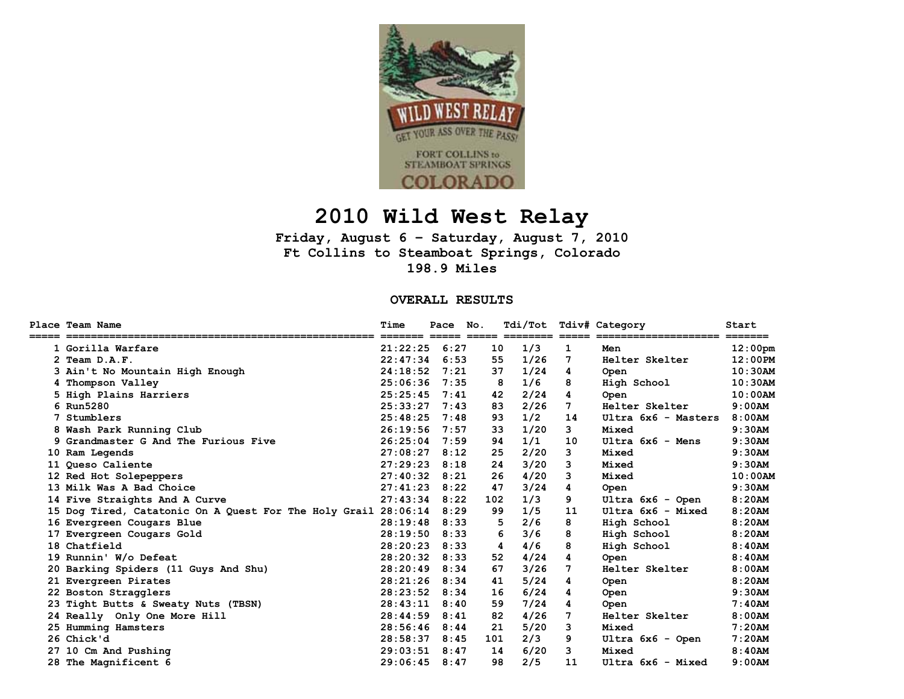# 2010 Wild West Relay

**Friday, August 6 – Saturday, August 7, 2010**
**Ft Collins to Steamboat Springs, Colorado**
**198.9 Miles**

## OVERALL RESULTS

| Place | Team Name | Time | Pace | No. | Tdi/Tot | Tdiv# | Category | Start |
|---|---|---|---|---|---|---|---|---|
| 1 | Gorilla Warfare | 21:22:25 | 6:27 | 10 | 1/3 | 1 | Men | 12:00pm |
| 2 | Team D.A.F. | 22:47:34 | 6:53 | 55 | 1/26 | 7 | Helter Skelter | 12:00PM |
| 3 | Ain't No Mountain High Enough | 24:18:52 | 7:21 | 37 | 1/24 | 4 | Open | 10:30AM |
| 4 | Thompson Valley | 25:06:36 | 7:35 | 8 | 1/6 | 8 | High School | 10:30AM |
| 5 | High Plains Harriers | 25:25:45 | 7:41 | 42 | 2/24 | 4 | Open | 10:00AM |
| 6 | Run5280 | 25:33:27 | 7:43 | 83 | 2/26 | 7 | Helter Skelter | 9:00AM |
| 7 | Stumblers | 25:48:25 | 7:48 | 93 | 1/2 | 14 | Ultra 6x6 - Masters | 8:00AM |
| 8 | Wash Park Running Club | 26:19:56 | 7:57 | 33 | 1/20 | 3 | Mixed | 9:30AM |
| 9 | Grandmaster G And The Furious Five | 26:25:04 | 7:59 | 94 | 1/1 | 10 | Ultra 6x6 - Mens | 9:30AM |
| 10 | Ram Legends | 27:08:27 | 8:12 | 25 | 2/20 | 3 | Mixed | 9:30AM |
| 11 | Queso Caliente | 27:29:23 | 8:18 | 24 | 3/20 | 3 | Mixed | 9:30AM |
| 12 | Red Hot Solepeppers | 27:40:32 | 8:21 | 26 | 4/20 | 3 | Mixed | 10:00AM |
| 13 | Milk Was A Bad Choice | 27:41:23 | 8:22 | 47 | 3/24 | 4 | Open | 9:30AM |
| 14 | Five Straights And A Curve | 27:43:34 | 8:22 | 102 | 1/3 | 9 | Ultra 6x6 - Open | 8:20AM |
| 15 | Dog Tired, Catatonic On A Quest For The Holy Grail | 28:06:14 | 8:29 | 99 | 1/5 | 11 | Ultra 6x6 - Mixed | 8:20AM |
| 16 | Evergreen Cougars Blue | 28:19:48 | 8:33 | 5 | 2/6 | 8 | High School | 8:20AM |
| 17 | Evergreen Cougars Gold | 28:19:50 | 8:33 | 6 | 3/6 | 8 | High School | 8:20AM |
| 18 | Chatfield | 28:20:23 | 8:33 | 4 | 4/6 | 8 | High School | 8:40AM |
| 19 | Runnin' W/o Defeat | 28:20:32 | 8:33 | 52 | 4/24 | 4 | Open | 8:40AM |
| 20 | Barking Spiders (11 Guys And Shu) | 28:20:49 | 8:34 | 67 | 3/26 | 7 | Helter Skelter | 8:00AM |
| 21 | Evergreen Pirates | 28:21:26 | 8:34 | 41 | 5/24 | 4 | Open | 8:20AM |
| 22 | Boston Stragglers | 28:23:52 | 8:34 | 16 | 6/24 | 4 | Open | 9:30AM |
| 23 | Tight Butts & Sweaty Nuts (TBSN) | 28:43:11 | 8:40 | 59 | 7/24 | 4 | Open | 7:40AM |
| 24 | Really Only One More Hill | 28:44:59 | 8:41 | 82 | 4/26 | 7 | Helter Skelter | 8:00AM |
| 25 | Humming Hamsters | 28:56:46 | 8:44 | 21 | 5/20 | 3 | Mixed | 7:20AM |
| 26 | Chick'd | 28:58:37 | 8:45 | 101 | 2/3 | 9 | Ultra 6x6 - Open | 7:20AM |
| 27 | 10 Cm And Pushing | 29:03:51 | 8:47 | 14 | 6/20 | 3 | Mixed | 8:40AM |
| 28 | The Magnificent 6 | 29:06:45 | 8:47 | 98 | 2/5 | 11 | Ultra 6x6 - Mixed | 9:00AM |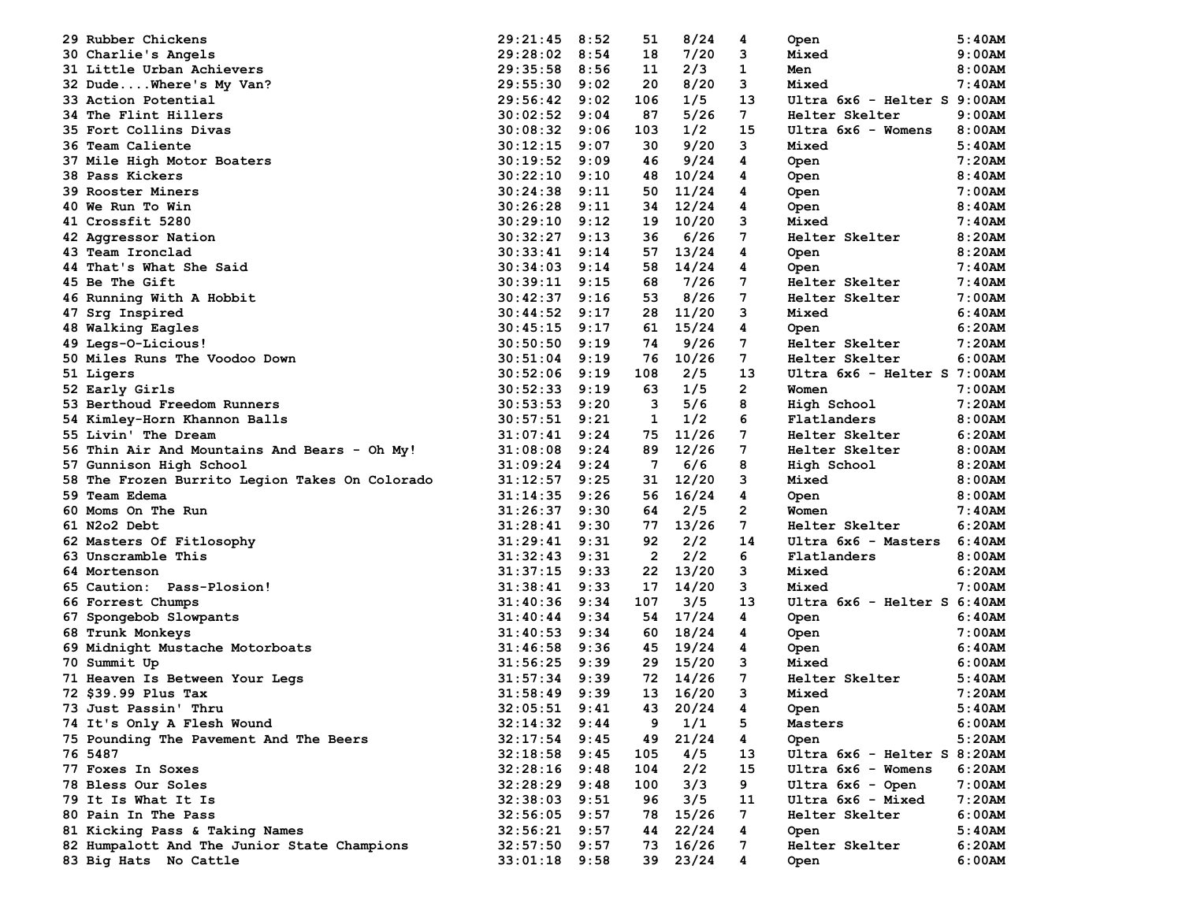| | | | | | | | |
|---|---|---|---|---|---|---|---|
| 29 Rubber Chickens | 29:21:45 | 8:52 | 51 | 8/24 | 4 | Open | 5:40AM |
| 30 Charlie's Angels | 29:28:02 | 8:54 | 18 | 7/20 | 3 | Mixed | 9:00AM |
| 31 Little Urban Achievers | 29:35:58 | 8:56 | 11 | 2/3 | 1 | Men | 8:00AM |
| 32 Dude....Where's My Van? | 29:55:30 | 9:02 | 20 | 8/20 | 3 | Mixed | 7:40AM |
| 33 Action Potential | 29:56:42 | 9:02 | 106 | 1/5 | 13 | Ultra 6x6 - Helter S | 9:00AM |
| 34 The Flint Hillers | 30:02:52 | 9:04 | 87 | 5/26 | 7 | Helter Skelter | 9:00AM |
| 35 Fort Collins Divas | 30:08:32 | 9:06 | 103 | 1/2 | 15 | Ultra 6x6 - Womens | 8:00AM |
| 36 Team Caliente | 30:12:15 | 9:07 | 30 | 9/20 | 3 | Mixed | 5:40AM |
| 37 Mile High Motor Boaters | 30:19:52 | 9:09 | 46 | 9/24 | 4 | Open | 7:20AM |
| 38 Pass Kickers | 30:22:10 | 9:10 | 48 | 10/24 | 4 | Open | 8:40AM |
| 39 Rooster Miners | 30:24:38 | 9:11 | 50 | 11/24 | 4 | Open | 7:00AM |
| 40 We Run To Win | 30:26:28 | 9:11 | 34 | 12/24 | 4 | Open | 8:40AM |
| 41 Crossfit 5280 | 30:29:10 | 9:12 | 19 | 10/20 | 3 | Mixed | 7:40AM |
| 42 Aggressor Nation | 30:32:27 | 9:13 | 36 | 6/26 | 7 | Helter Skelter | 8:20AM |
| 43 Team Ironclad | 30:33:41 | 9:14 | 57 | 13/24 | 4 | Open | 8:20AM |
| 44 That's What She Said | 30:34:03 | 9:14 | 58 | 14/24 | 4 | Open | 7:40AM |
| 45 Be The Gift | 30:39:11 | 9:15 | 68 | 7/26 | 7 | Helter Skelter | 7:40AM |
| 46 Running With A Hobbit | 30:42:37 | 9:16 | 53 | 8/26 | 7 | Helter Skelter | 7:00AM |
| 47 Srg Inspired | 30:44:52 | 9:17 | 28 | 11/20 | 3 | Mixed | 6:40AM |
| 48 Walking Eagles | 30:45:15 | 9:17 | 61 | 15/24 | 4 | Open | 6:20AM |
| 49 Legs-O-Licious! | 30:50:50 | 9:19 | 74 | 9/26 | 7 | Helter Skelter | 7:20AM |
| 50 Miles Runs The Voodoo Down | 30:51:04 | 9:19 | 76 | 10/26 | 7 | Helter Skelter | 6:00AM |
| 51 Ligers | 30:52:06 | 9:19 | 108 | 2/5 | 13 | Ultra 6x6 - Helter S | 7:00AM |
| 52 Early Girls | 30:52:33 | 9:19 | 63 | 1/5 | 2 | Women | 7:00AM |
| 53 Berthoud Freedom Runners | 30:53:53 | 9:20 | 3 | 5/6 | 8 | High School | 7:20AM |
| 54 Kimley-Horn Khannon Balls | 30:57:51 | 9:21 | 1 | 1/2 | 6 | Flatlanders | 8:00AM |
| 55 Livin' The Dream | 31:07:41 | 9:24 | 75 | 11/26 | 7 | Helter Skelter | 6:20AM |
| 56 Thin Air And Mountains And Bears - Oh My! | 31:08:08 | 9:24 | 89 | 12/26 | 7 | Helter Skelter | 8:00AM |
| 57 Gunnison High School | 31:09:24 | 9:24 | 7 | 6/6 | 8 | High School | 8:20AM |
| 58 The Frozen Burrito Legion Takes On Colorado | 31:12:57 | 9:25 | 31 | 12/20 | 3 | Mixed | 8:00AM |
| 59 Team Edema | 31:14:35 | 9:26 | 56 | 16/24 | 4 | Open | 8:00AM |
| 60 Moms On The Run | 31:26:37 | 9:30 | 64 | 2/5 | 2 | Women | 7:40AM |
| 61 N2o2 Debt | 31:28:41 | 9:30 | 77 | 13/26 | 7 | Helter Skelter | 6:20AM |
| 62 Masters Of Fitlosophy | 31:29:41 | 9:31 | 92 | 2/2 | 14 | Ultra 6x6 - Masters | 6:40AM |
| 63 Unscramble This | 31:32:43 | 9:31 | 2 | 2/2 | 6 | Flatlanders | 8:00AM |
| 64 Mortenson | 31:37:15 | 9:33 | 22 | 13/20 | 3 | Mixed | 6:20AM |
| 65 Caution:  Pass-Plosion! | 31:38:41 | 9:33 | 17 | 14/20 | 3 | Mixed | 7:00AM |
| 66 Forrest Chumps | 31:40:36 | 9:34 | 107 | 3/5 | 13 | Ultra 6x6 - Helter S | 6:40AM |
| 67 Spongebob Slowpants | 31:40:44 | 9:34 | 54 | 17/24 | 4 | Open | 6:40AM |
| 68 Trunk Monkeys | 31:40:53 | 9:34 | 60 | 18/24 | 4 | Open | 7:00AM |
| 69 Midnight Mustache Motorboats | 31:46:58 | 9:36 | 45 | 19/24 | 4 | Open | 6:40AM |
| 70 Summit Up | 31:56:25 | 9:39 | 29 | 15/20 | 3 | Mixed | 6:00AM |
| 71 Heaven Is Between Your Legs | 31:57:34 | 9:39 | 72 | 14/26 | 7 | Helter Skelter | 5:40AM |
| 72 $39.99 Plus Tax | 31:58:49 | 9:39 | 13 | 16/20 | 3 | Mixed | 7:20AM |
| 73 Just Passin' Thru | 32:05:51 | 9:41 | 43 | 20/24 | 4 | Open | 5:40AM |
| 74 It's Only A Flesh Wound | 32:14:32 | 9:44 | 9 | 1/1 | 5 | Masters | 6:00AM |
| 75 Pounding The Pavement And The Beers | 32:17:54 | 9:45 | 49 | 21/24 | 4 | Open | 5:20AM |
| 76 5487 | 32:18:58 | 9:45 | 105 | 4/5 | 13 | Ultra 6x6 - Helter S | 8:20AM |
| 77 Foxes In Soxes | 32:28:16 | 9:48 | 104 | 2/2 | 15 | Ultra 6x6 - Womens | 6:20AM |
| 78 Bless Our Soles | 32:28:29 | 9:48 | 100 | 3/3 | 9 | Ultra 6x6 - Open | 7:00AM |
| 79 It Is What It Is | 32:38:03 | 9:51 | 96 | 3/5 | 11 | Ultra 6x6 - Mixed | 7:20AM |
| 80 Pain In The Pass | 32:56:05 | 9:57 | 78 | 15/26 | 7 | Helter Skelter | 6:00AM |
| 81 Kicking Pass & Taking Names | 32:56:21 | 9:57 | 44 | 22/24 | 4 | Open | 5:40AM |
| 82 Humpalott And The Junior State Champions | 32:57:50 | 9:57 | 73 | 16/26 | 7 | Helter Skelter | 6:20AM |
| 83 Big Hats  No Cattle | 33:01:18 | 9:58 | 39 | 23/24 | 4 | Open | 6:00AM |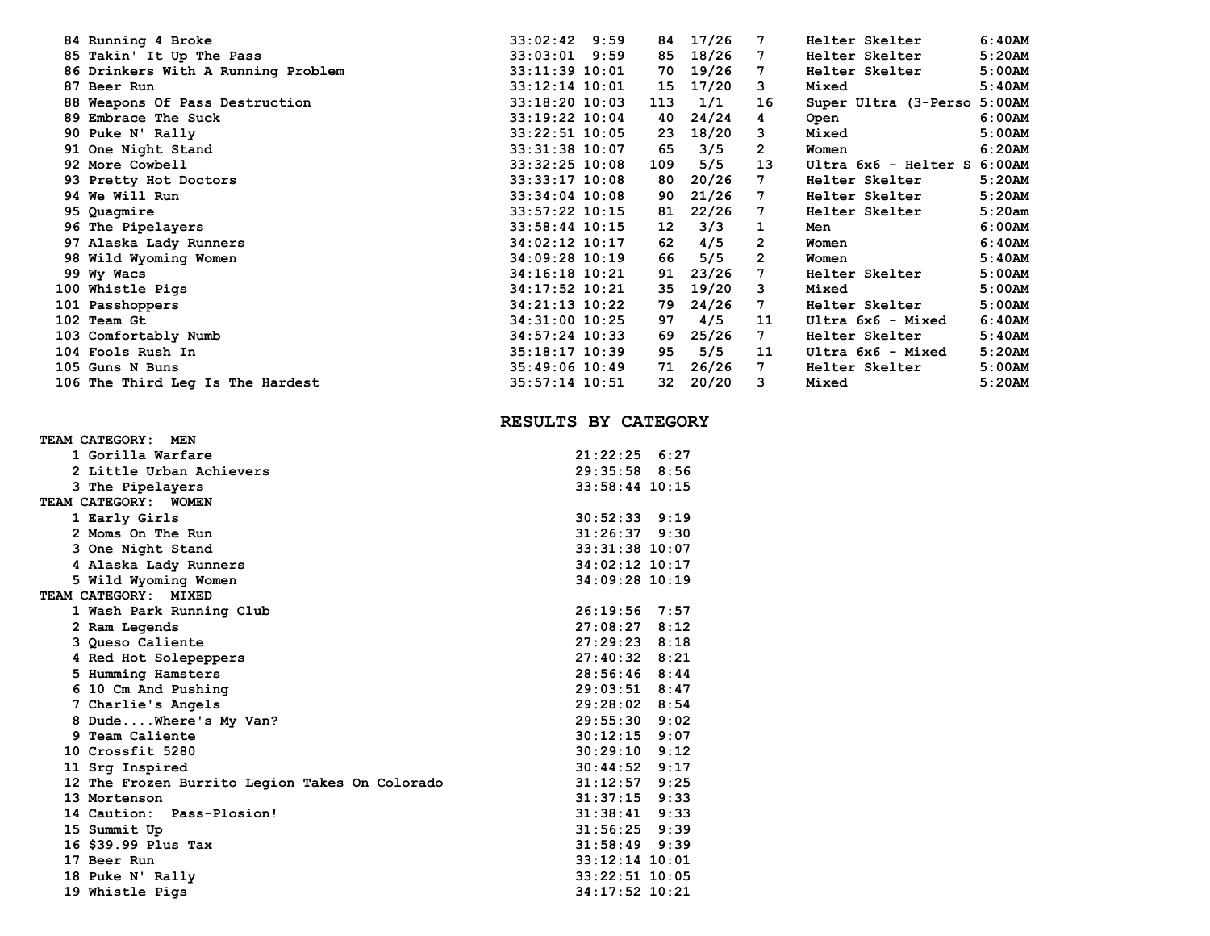| Place | Team | Time | Pace | Bib | Cat Place | Cat | Category | Start |
|---|---|---|---|---|---|---|---|---|
| 84 | Running 4 Broke | 33:02:42 | 9:59 | 84 | 17/26 | 7 | Helter Skelter | 6:40AM |
| 85 | Takin' It Up The Pass | 33:03:01 | 9:59 | 85 | 18/26 | 7 | Helter Skelter | 5:20AM |
| 86 | Drinkers With A Running Problem | 33:11:39 | 10:01 | 70 | 19/26 | 7 | Helter Skelter | 5:00AM |
| 87 | Beer Run | 33:12:14 | 10:01 | 15 | 17/20 | 3 | Mixed | 5:40AM |
| 88 | Weapons Of Pass Destruction | 33:18:20 | 10:03 | 113 | 1/1 | 16 | Super Ultra (3-Perso | 5:00AM |
| 89 | Embrace The Suck | 33:19:22 | 10:04 | 40 | 24/24 | 4 | Open | 6:00AM |
| 90 | Puke N' Rally | 33:22:51 | 10:05 | 23 | 18/20 | 3 | Mixed | 5:00AM |
| 91 | One Night Stand | 33:31:38 | 10:07 | 65 | 3/5 | 2 | Women | 6:20AM |
| 92 | More Cowbell | 33:32:25 | 10:08 | 109 | 5/5 | 13 | Ultra 6x6 - Helter S | 6:00AM |
| 93 | Pretty Hot Doctors | 33:33:17 | 10:08 | 80 | 20/26 | 7 | Helter Skelter | 5:20AM |
| 94 | We Will Run | 33:34:04 | 10:08 | 90 | 21/26 | 7 | Helter Skelter | 5:20AM |
| 95 | Quagmire | 33:57:22 | 10:15 | 81 | 22/26 | 7 | Helter Skelter | 5:20am |
| 96 | The Pipelayers | 33:58:44 | 10:15 | 12 | 3/3 | 1 | Men | 6:00AM |
| 97 | Alaska Lady Runners | 34:02:12 | 10:17 | 62 | 4/5 | 2 | Women | 6:40AM |
| 98 | Wild Wyoming Women | 34:09:28 | 10:19 | 66 | 5/5 | 2 | Women | 5:40AM |
| 99 | Wy Wacs | 34:16:18 | 10:21 | 91 | 23/26 | 7 | Helter Skelter | 5:00AM |
| 100 | Whistle Pigs | 34:17:52 | 10:21 | 35 | 19/20 | 3 | Mixed | 5:00AM |
| 101 | Passhoppers | 34:21:13 | 10:22 | 79 | 24/26 | 7 | Helter Skelter | 5:00AM |
| 102 | Team Gt | 34:31:00 | 10:25 | 97 | 4/5 | 11 | Ultra 6x6 - Mixed | 6:40AM |
| 103 | Comfortably Numb | 34:57:24 | 10:33 | 69 | 25/26 | 7 | Helter Skelter | 5:40AM |
| 104 | Fools Rush In | 35:18:17 | 10:39 | 95 | 5/5 | 11 | Ultra 6x6 - Mixed | 5:20AM |
| 105 | Guns N Buns | 35:49:06 | 10:49 | 71 | 26/26 | 7 | Helter Skelter | 5:00AM |
| 106 | The Third Leg Is The Hardest | 35:57:14 | 10:51 | 32 | 20/20 | 3 | Mixed | 5:20AM |

## RESULTS BY CATEGORY

**TEAM CATEGORY: MEN**

| Place | Team | Time | Pace |
|---|---|---|---|
| 1 | Gorilla Warfare | 21:22:25 | 6:27 |
| 2 | Little Urban Achievers | 29:35:58 | 8:56 |
| 3 | The Pipelayers | 33:58:44 | 10:15 |

**TEAM CATEGORY: WOMEN**

| Place | Team | Time | Pace |
|---|---|---|---|
| 1 | Early Girls | 30:52:33 | 9:19 |
| 2 | Moms On The Run | 31:26:37 | 9:30 |
| 3 | One Night Stand | 33:31:38 | 10:07 |
| 4 | Alaska Lady Runners | 34:02:12 | 10:17 |
| 5 | Wild Wyoming Women | 34:09:28 | 10:19 |

**TEAM CATEGORY: MIXED**

| Place | Team | Time | Pace |
|---|---|---|---|
| 1 | Wash Park Running Club | 26:19:56 | 7:57 |
| 2 | Ram Legends | 27:08:27 | 8:12 |
| 3 | Queso Caliente | 27:29:23 | 8:18 |
| 4 | Red Hot Solepeppers | 27:40:32 | 8:21 |
| 5 | Humming Hamsters | 28:56:46 | 8:44 |
| 6 | 10 Cm And Pushing | 29:03:51 | 8:47 |
| 7 | Charlie's Angels | 29:28:02 | 8:54 |
| 8 | Dude....Where's My Van? | 29:55:30 | 9:02 |
| 9 | Team Caliente | 30:12:15 | 9:07 |
| 10 | Crossfit 5280 | 30:29:10 | 9:12 |
| 11 | Srg Inspired | 30:44:52 | 9:17 |
| 12 | The Frozen Burrito Legion Takes On Colorado | 31:12:57 | 9:25 |
| 13 | Mortenson | 31:37:15 | 9:33 |
| 14 | Caution: Pass-Plosion! | 31:38:41 | 9:33 |
| 15 | Summit Up | 31:56:25 | 9:39 |
| 16 | $39.99 Plus Tax | 31:58:49 | 9:39 |
| 17 | Beer Run | 33:12:14 | 10:01 |
| 18 | Puke N' Rally | 33:22:51 | 10:05 |
| 19 | Whistle Pigs | 34:17:52 | 10:21 |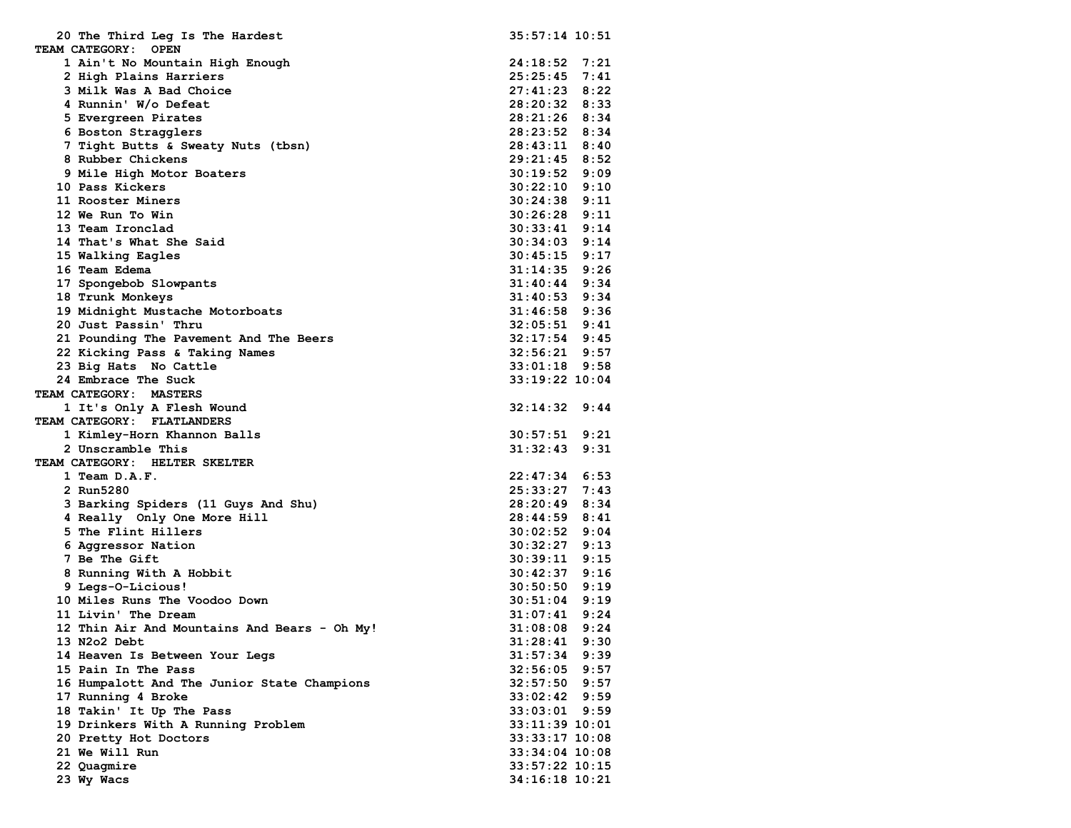| | | | |
|---|---|---|---|
| 20 | The Third Leg Is The Hardest | 35:57:14 | 10:51 |

**TEAM CATEGORY: OPEN**

| | | | |
|---|---|---|---|
| 1 | Ain't No Mountain High Enough | 24:18:52 | 7:21 |
| 2 | High Plains Harriers | 25:25:45 | 7:41 |
| 3 | Milk Was A Bad Choice | 27:41:23 | 8:22 |
| 4 | Runnin' W/o Defeat | 28:20:32 | 8:33 |
| 5 | Evergreen Pirates | 28:21:26 | 8:34 |
| 6 | Boston Stragglers | 28:23:52 | 8:34 |
| 7 | Tight Butts & Sweaty Nuts (tbsn) | 28:43:11 | 8:40 |
| 8 | Rubber Chickens | 29:21:45 | 8:52 |
| 9 | Mile High Motor Boaters | 30:19:52 | 9:09 |
| 10 | Pass Kickers | 30:22:10 | 9:10 |
| 11 | Rooster Miners | 30:24:38 | 9:11 |
| 12 | We Run To Win | 30:26:28 | 9:11 |
| 13 | Team Ironclad | 30:33:41 | 9:14 |
| 14 | That's What She Said | 30:34:03 | 9:14 |
| 15 | Walking Eagles | 30:45:15 | 9:17 |
| 16 | Team Edema | 31:14:35 | 9:26 |
| 17 | Spongebob Slowpants | 31:40:44 | 9:34 |
| 18 | Trunk Monkeys | 31:40:53 | 9:34 |
| 19 | Midnight Mustache Motorboats | 31:46:58 | 9:36 |
| 20 | Just Passin' Thru | 32:05:51 | 9:41 |
| 21 | Pounding The Pavement And The Beers | 32:17:54 | 9:45 |
| 22 | Kicking Pass & Taking Names | 32:56:21 | 9:57 |
| 23 | Big Hats No Cattle | 33:01:18 | 9:58 |
| 24 | Embrace The Suck | 33:19:22 | 10:04 |

**TEAM CATEGORY: MASTERS**

| | | | |
|---|---|---|---|
| 1 | It's Only A Flesh Wound | 32:14:32 | 9:44 |

**TEAM CATEGORY: FLATLANDERS**

| | | | |
|---|---|---|---|
| 1 | Kimley-Horn Khannon Balls | 30:57:51 | 9:21 |
| 2 | Unscramble This | 31:32:43 | 9:31 |

**TEAM CATEGORY: HELTER SKELTER**

| | | | |
|---|---|---|---|
| 1 | Team D.A.F. | 22:47:34 | 6:53 |
| 2 | Run5280 | 25:33:27 | 7:43 |
| 3 | Barking Spiders (11 Guys And Shu) | 28:20:49 | 8:34 |
| 4 | Really Only One More Hill | 28:44:59 | 8:41 |
| 5 | The Flint Hillers | 30:02:52 | 9:04 |
| 6 | Aggressor Nation | 30:32:27 | 9:13 |
| 7 | Be The Gift | 30:39:11 | 9:15 |
| 8 | Running With A Hobbit | 30:42:37 | 9:16 |
| 9 | Legs-O-Licious! | 30:50:50 | 9:19 |
| 10 | Miles Runs The Voodoo Down | 30:51:04 | 9:19 |
| 11 | Livin' The Dream | 31:07:41 | 9:24 |
| 12 | Thin Air And Mountains And Bears - Oh My! | 31:08:08 | 9:24 |
| 13 | N2o2 Debt | 31:28:41 | 9:30 |
| 14 | Heaven Is Between Your Legs | 31:57:34 | 9:39 |
| 15 | Pain In The Pass | 32:56:05 | 9:57 |
| 16 | Humpalott And The Junior State Champions | 32:57:50 | 9:57 |
| 17 | Running 4 Broke | 33:02:42 | 9:59 |
| 18 | Takin' It Up The Pass | 33:03:01 | 9:59 |
| 19 | Drinkers With A Running Problem | 33:11:39 | 10:01 |
| 20 | Pretty Hot Doctors | 33:33:17 | 10:08 |
| 21 | We Will Run | 33:34:04 | 10:08 |
| 22 | Quagmire | 33:57:22 | 10:15 |
| 23 | Wy Wacs | 34:16:18 | 10:21 |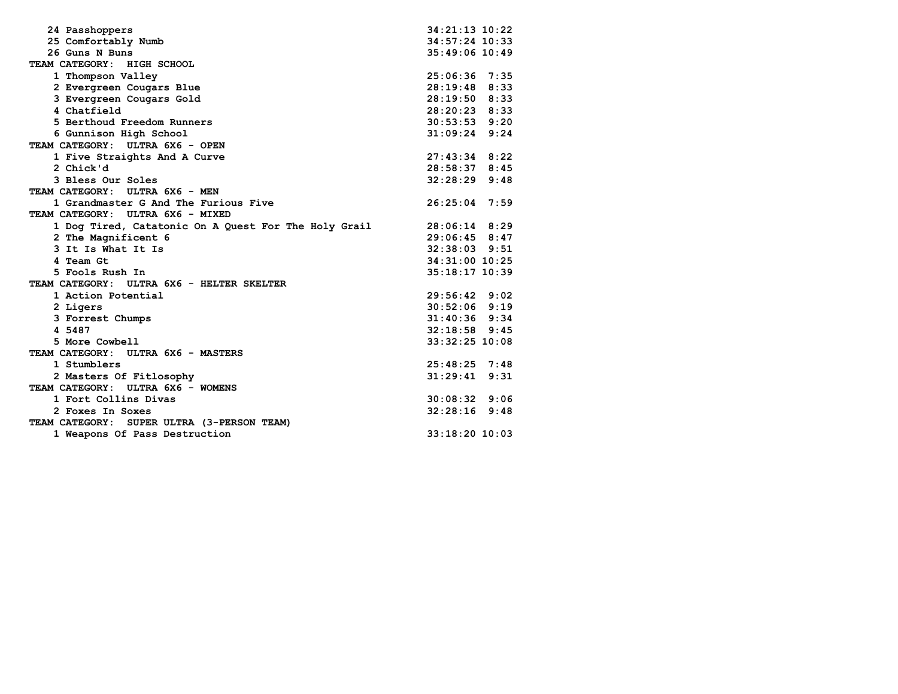| | | | |
|---|---|---|---|
| 24 | Passhoppers | 34:21:13 | 10:22 |
| 25 | Comfortably Numb | 34:57:24 | 10:33 |
| 26 | Guns N Buns | 35:49:06 | 10:49 |

**TEAM CATEGORY: HIGH SCHOOL**

| | | | |
|---|---|---|---|
| 1 | Thompson Valley | 25:06:36 | 7:35 |
| 2 | Evergreen Cougars Blue | 28:19:48 | 8:33 |
| 3 | Evergreen Cougars Gold | 28:19:50 | 8:33 |
| 4 | Chatfield | 28:20:23 | 8:33 |
| 5 | Berthoud Freedom Runners | 30:53:53 | 9:20 |
| 6 | Gunnison High School | 31:09:24 | 9:24 |

**TEAM CATEGORY: ULTRA 6X6 - OPEN**

| | | | |
|---|---|---|---|
| 1 | Five Straights And A Curve | 27:43:34 | 8:22 |
| 2 | Chick'd | 28:58:37 | 8:45 |
| 3 | Bless Our Soles | 32:28:29 | 9:48 |

**TEAM CATEGORY: ULTRA 6X6 - MEN**

| | | | |
|---|---|---|---|
| 1 | Grandmaster G And The Furious Five | 26:25:04 | 7:59 |

**TEAM CATEGORY: ULTRA 6X6 - MIXED**

| | | | |
|---|---|---|---|
| 1 | Dog Tired, Catatonic On A Quest For The Holy Grail | 28:06:14 | 8:29 |
| 2 | The Magnificent 6 | 29:06:45 | 8:47 |
| 3 | It Is What It Is | 32:38:03 | 9:51 |
| 4 | Team Gt | 34:31:00 | 10:25 |
| 5 | Fools Rush In | 35:18:17 | 10:39 |

**TEAM CATEGORY: ULTRA 6X6 - HELTER SKELTER**

| | | | |
|---|---|---|---|
| 1 | Action Potential | 29:56:42 | 9:02 |
| 2 | Ligers | 30:52:06 | 9:19 |
| 3 | Forrest Chumps | 31:40:36 | 9:34 |
| 4 | 5487 | 32:18:58 | 9:45 |
| 5 | More Cowbell | 33:32:25 | 10:08 |

**TEAM CATEGORY: ULTRA 6X6 - MASTERS**

| | | | |
|---|---|---|---|
| 1 | Stumblers | 25:48:25 | 7:48 |
| 2 | Masters Of Fitlosophy | 31:29:41 | 9:31 |

**TEAM CATEGORY: ULTRA 6X6 - WOMENS**

| | | | |
|---|---|---|---|
| 1 | Fort Collins Divas | 30:08:32 | 9:06 |
| 2 | Foxes In Soxes | 32:28:16 | 9:48 |

**TEAM CATEGORY: SUPER ULTRA (3-PERSON TEAM)**

| | | | |
|---|---|---|---|
| 1 | Weapons Of Pass Destruction | 33:18:20 | 10:03 |